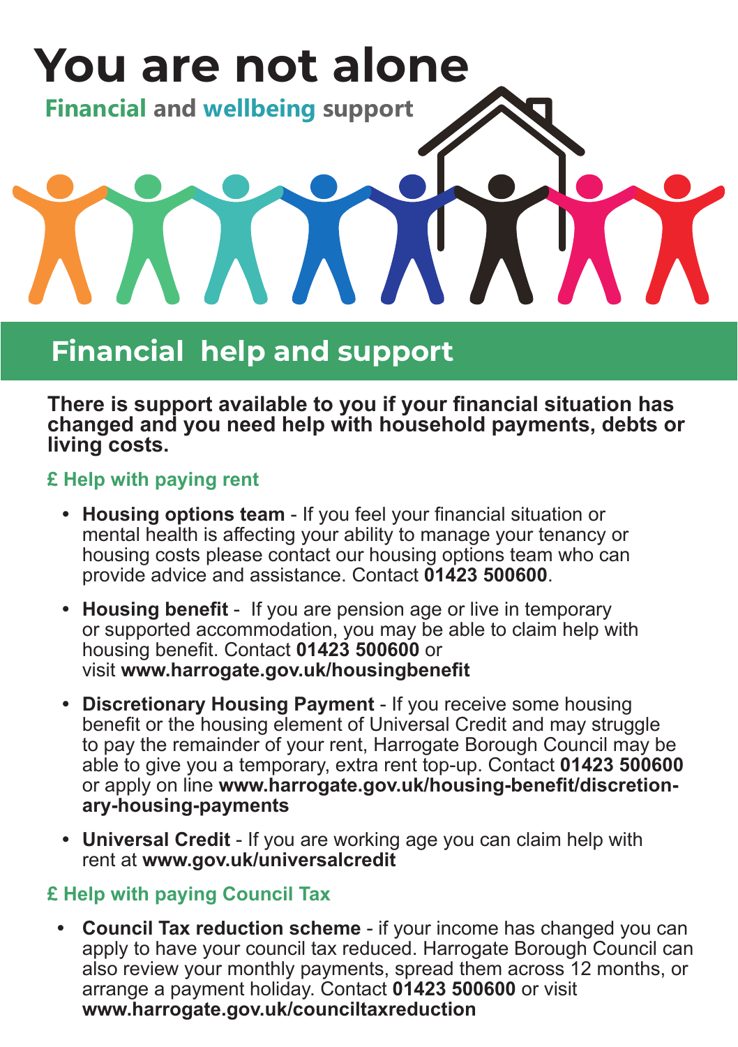# You are not alone

**Financial and wellbeing support**

## Financial help and support

**There is support available to you if your financial situation has changed and you need help with household payments, debts or living costs.**

### £ Help with paying rent

- **Housing options team** - If you feel your financial situation or mental health is affecting your ability to manage your tenancy or housing costs please contact our housing options team who can provide advice and assistance. Contact **01423 500600**.
- **Housing benefit** - If you are pension age or live in temporary or supported accommodation, you may be able to claim help with housing benefit. Contact **01423 500600** or visit **www.harrogate.gov.uk/housingbenefit**
- **Discretionary Housing Payment** - If you receive some housing benefit or the housing element of Universal Credit and may struggle to pay the remainder of your rent, Harrogate Borough Council may be able to give you a temporary, extra rent top-up. Contact **01423 500600** or apply on line **www.harrogate.gov.uk/housing-benefit/discretionary-housing-payments**
- **Universal Credit** - If you are working age you can claim help with rent at **www.gov.uk/universalcredit**

### £ Help with paying Council Tax

- **Council Tax reduction scheme** - if your income has changed you can apply to have your council tax reduced. Harrogate Borough Council can also review your monthly payments, spread them across 12 months, or arrange a payment holiday. Contact **01423 500600** or visit **www.harrogate.gov.uk/counciltaxreduction**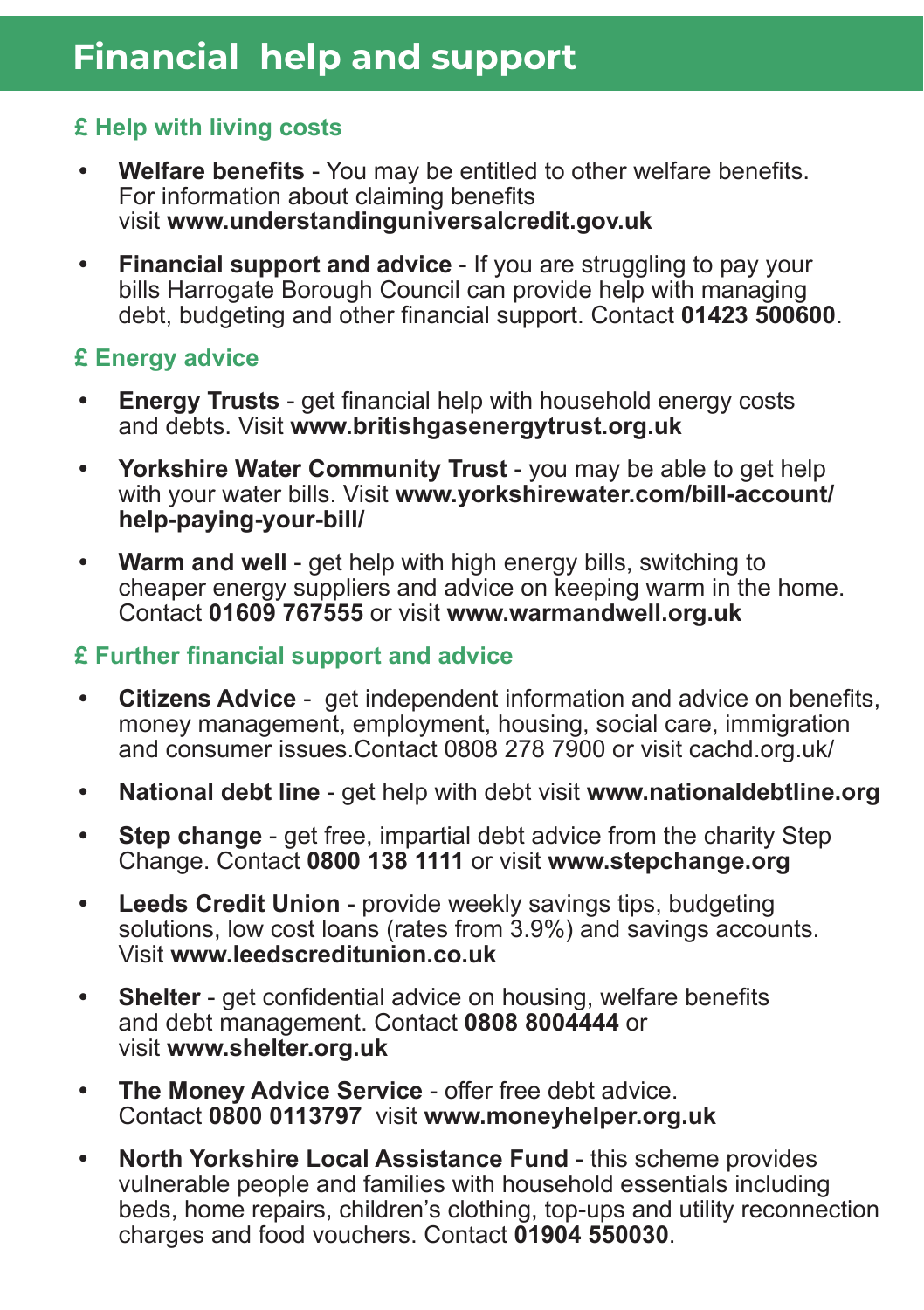# Financial help and support

## £ Help with living costs

- **Welfare benefits** - You may be entitled to other welfare benefits. For information about claiming benefits visit **www.understandinguniversalcredit.gov.uk**
- **Financial support and advice** - If you are struggling to pay your bills Harrogate Borough Council can provide help with managing debt, budgeting and other financial support. Contact **01423 500600**.

## £ Energy advice

- **Energy Trusts** - get financial help with household energy costs and debts. Visit **www.britishgasenergytrust.org.uk**
- **Yorkshire Water Community Trust** - you may be able to get help with your water bills. Visit **www.yorkshirewater.com/bill-account/help-paying-your-bill/**
- **Warm and well** - get help with high energy bills, switching to cheaper energy suppliers and advice on keeping warm in the home. Contact **01609 767555** or visit **www.warmandwell.org.uk**

## £ Further financial support and advice

- **Citizens Advice** - get independent information and advice on benefits, money management, employment, housing, social care, immigration and consumer issues.Contact 0808 278 7900 or visit cachd.org.uk/
- **National debt line** - get help with debt visit **www.nationaldebtline.org**
- **Step change** - get free, impartial debt advice from the charity Step Change. Contact **0800 138 1111** or visit **www.stepchange.org**
- **Leeds Credit Union** - provide weekly savings tips, budgeting solutions, low cost loans (rates from 3.9%) and savings accounts. Visit **www.leedscreditunion.co.uk**
- **Shelter** - get confidential advice on housing, welfare benefits and debt management. Contact **0808 8004444** or visit **www.shelter.org.uk**
- **The Money Advice Service** - offer free debt advice. Contact **0800 0113797** visit **www.moneyhelper.org.uk**
- **North Yorkshire Local Assistance Fund** - this scheme provides vulnerable people and families with household essentials including beds, home repairs, children's clothing, top-ups and utility reconnection charges and food vouchers. Contact **01904 550030**.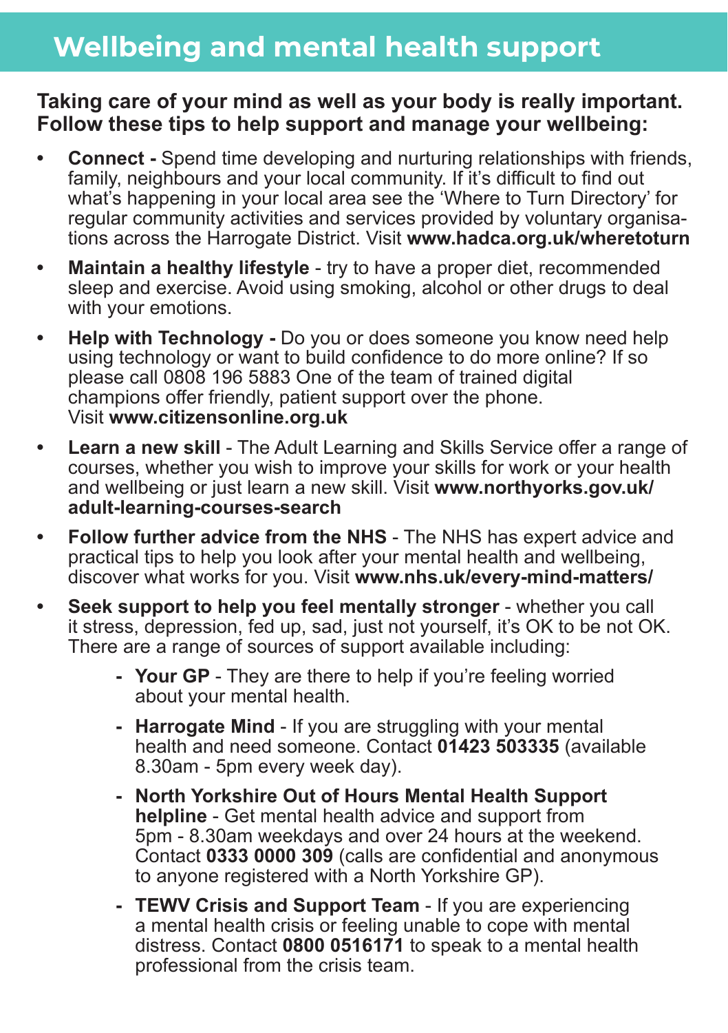# Wellbeing and mental health support

**Taking care of your mind as well as your body is really important. Follow these tips to help support and manage your wellbeing:**

- **Connect -** Spend time developing and nurturing relationships with friends, family, neighbours and your local community. If it's difficult to find out what's happening in your local area see the 'Where to Turn Directory' for regular community activities and services provided by voluntary organisations across the Harrogate District. Visit **www.hadca.org.uk/wheretoturn**
- **Maintain a healthy lifestyle** - try to have a proper diet, recommended sleep and exercise. Avoid using smoking, alcohol or other drugs to deal with your emotions.
- **Help with Technology -** Do you or does someone you know need help using technology or want to build confidence to do more online? If so please call 0808 196 5883 One of the team of trained digital champions offer friendly, patient support over the phone. Visit **www.citizensonline.org.uk**
- **Learn a new skill** - The Adult Learning and Skills Service offer a range of courses, whether you wish to improve your skills for work or your health and wellbeing or just learn a new skill. Visit **www.northyorks.gov.uk/adult-learning-courses-search**
- **Follow further advice from the NHS** - The NHS has expert advice and practical tips to help you look after your mental health and wellbeing, discover what works for you. Visit **www.nhs.uk/every-mind-matters/**
- **Seek support to help you feel mentally stronger** - whether you call it stress, depression, fed up, sad, just not yourself, it's OK to be not OK. There are a range of sources of support available including:
    - **Your GP** - They are there to help if you're feeling worried about your mental health.
    - **Harrogate Mind** - If you are struggling with your mental health and need someone. Contact **01423 503335** (available 8.30am - 5pm every week day).
    - **North Yorkshire Out of Hours Mental Health Support helpline** - Get mental health advice and support from 5pm - 8.30am weekdays and over 24 hours at the weekend. Contact **0333 0000 309** (calls are confidential and anonymous to anyone registered with a North Yorkshire GP).
    - **TEWV Crisis and Support Team** - If you are experiencing a mental health crisis or feeling unable to cope with mental distress. Contact **0800 0516171** to speak to a mental health professional from the crisis team.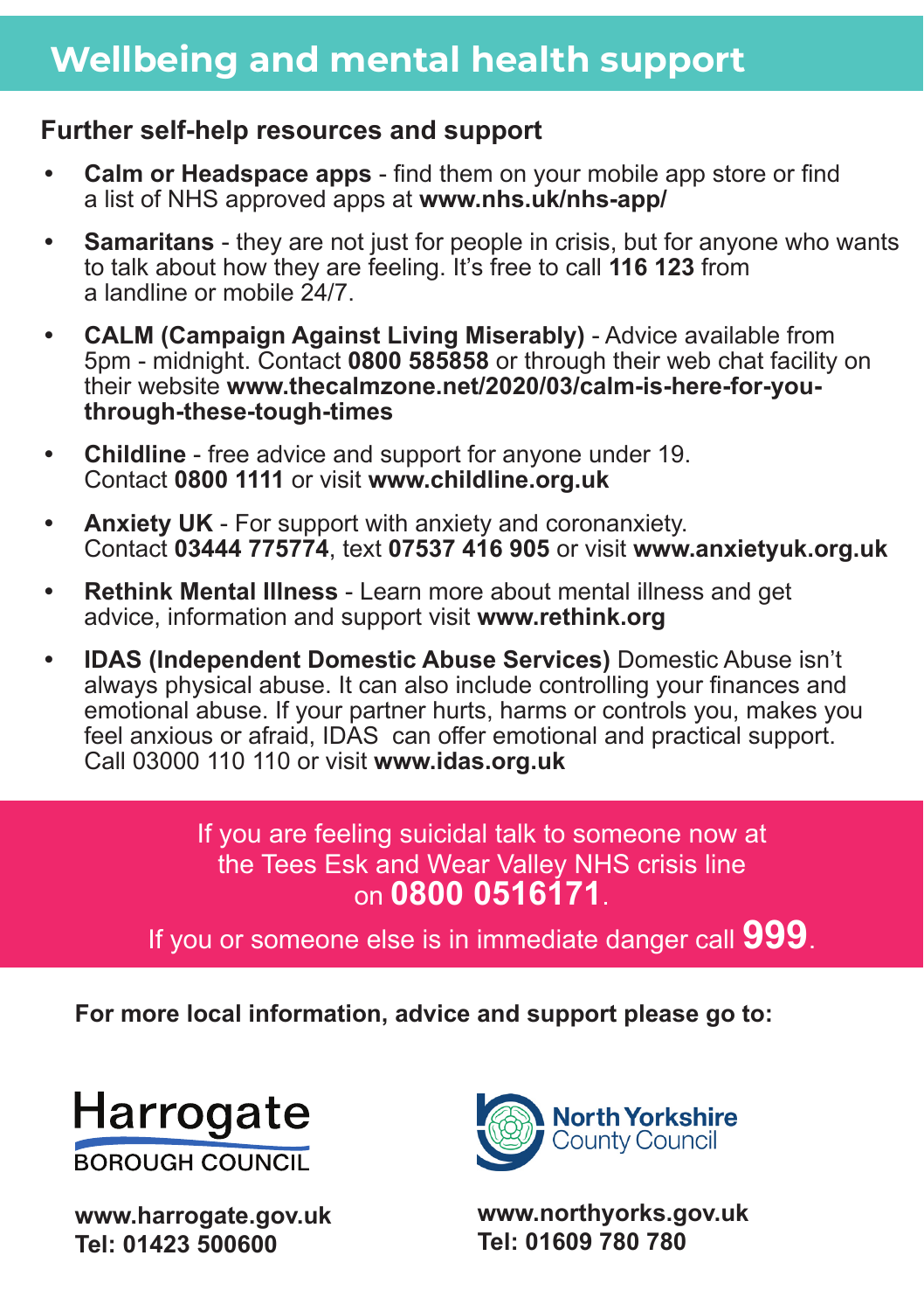# Wellbeing and mental health support

## Further self-help resources and support

- **Calm or Headspace apps** - find them on your mobile app store or find a list of NHS approved apps at **www.nhs.uk/nhs-app/**
- **Samaritans** - they are not just for people in crisis, but for anyone who wants to talk about how they are feeling. It's free to call **116 123** from a landline or mobile 24/7.
- **CALM (Campaign Against Living Miserably)** - Advice available from 5pm - midnight. Contact **0800 585858** or through their web chat facility on their website **www.thecalmzone.net/2020/03/calm-is-here-for-you-through-these-tough-times**
- **Childline** - free advice and support for anyone under 19. Contact **0800 1111** or visit **www.childline.org.uk**
- **Anxiety UK** - For support with anxiety and coronanxiety. Contact **03444 775774**, text **07537 416 905** or visit **www.anxietyuk.org.uk**
- **Rethink Mental Illness** - Learn more about mental illness and get advice, information and support visit **www.rethink.org**
- **IDAS (Independent Domestic Abuse Services)** Domestic Abuse isn't always physical abuse. It can also include controlling your finances and emotional abuse. If your partner hurts, harms or controls you, makes you feel anxious or afraid, IDAS can offer emotional and practical support. Call 03000 110 110 or visit **www.idas.org.uk**

If you are feeling suicidal talk to someone now at the Tees Esk and Wear Valley NHS crisis line on **0800 0516171**.

If you or someone else is in immediate danger call **999**.

**For more local information, advice and support please go to:**

Harrogate BOROUGH COUNCIL

**www.harrogate.gov.uk**
**Tel: 01423 500600**

North Yorkshire County Council

**www.northyorks.gov.uk**
**Tel: 01609 780 780**